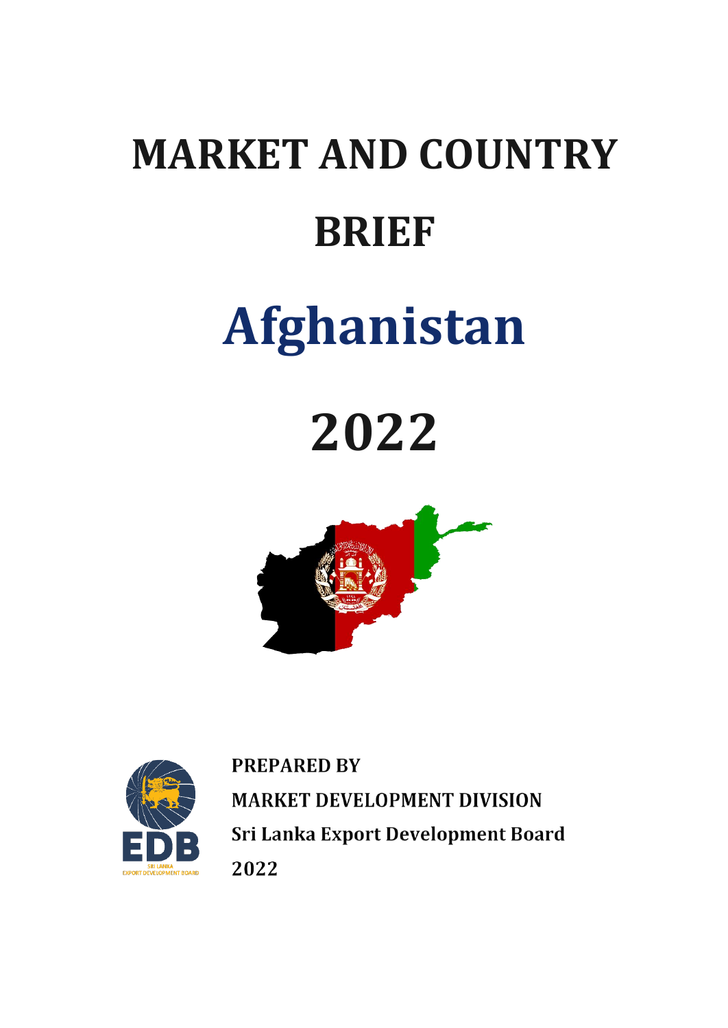# MARKET AND COUNTRY BRIEF

# Afghanistan

# 2022

**PREPARED BY**

**MARKET DEVELOPMENT DIVISION**

**Sri Lanka Export Development Board**

**2022**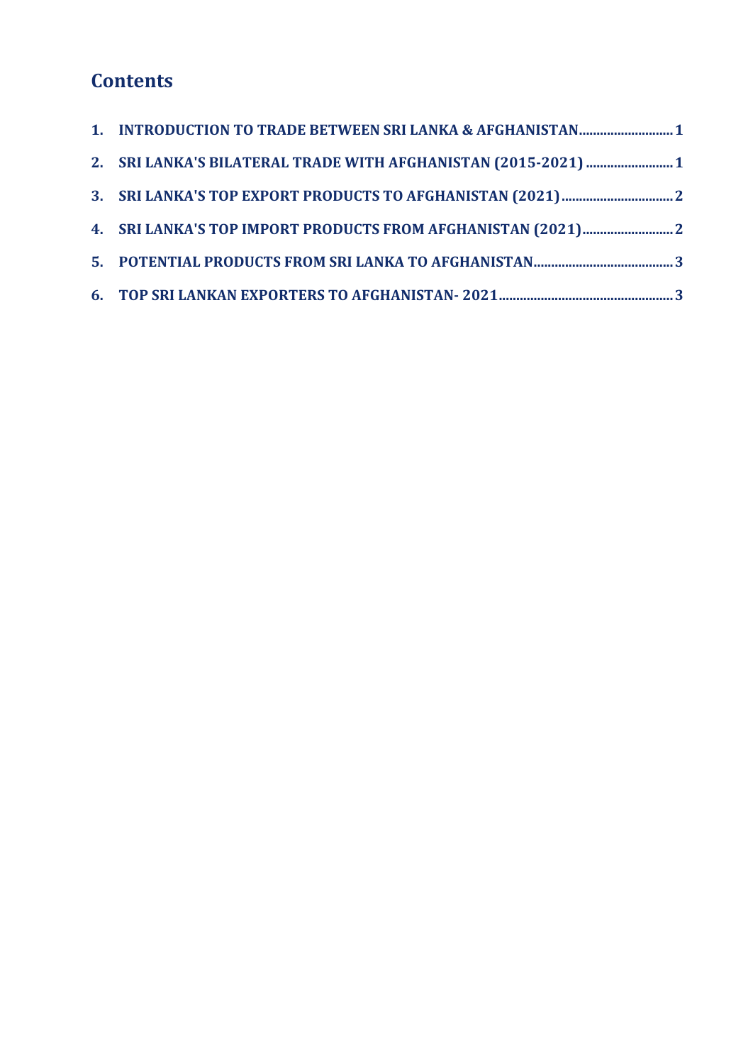# Contents

1. INTRODUCTION TO TRADE BETWEEN SRI LANKA & AFGHANISTAN........................... 1
2. SRI LANKA'S BILATERAL TRADE WITH AFGHANISTAN (2015-2021) ......................... 1
3. SRI LANKA'S TOP EXPORT PRODUCTS TO AFGHANISTAN (2021) ................................ 2
4. SRI LANKA'S TOP IMPORT PRODUCTS FROM AFGHANISTAN (2021).......................... 2
5. POTENTIAL PRODUCTS FROM SRI LANKA TO AFGHANISTAN........................................ 3
6. TOP SRI LANKAN EXPORTERS TO AFGHANISTAN- 2021................................................. 3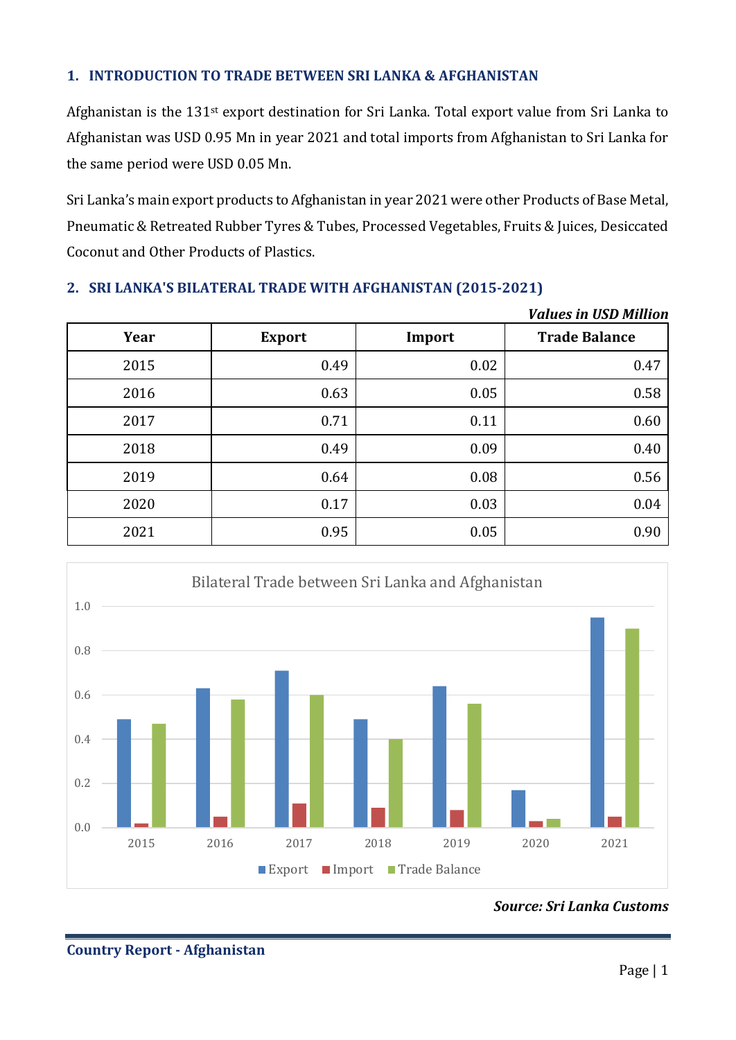## 1. INTRODUCTION TO TRADE BETWEEN SRI LANKA & AFGHANISTAN

Afghanistan is the 131st export destination for Sri Lanka. Total export value from Sri Lanka to Afghanistan was USD 0.95 Mn in year 2021 and total imports from Afghanistan to Sri Lanka for the same period were USD 0.05 Mn.

Sri Lanka's main export products to Afghanistan in year 2021 were other Products of Base Metal, Pneumatic & Retreated Rubber Tyres & Tubes, Processed Vegetables, Fruits & Juices, Desiccated Coconut and Other Products of Plastics.

## 2. SRI LANKA'S BILATERAL TRADE WITH AFGHANISTAN (2015-2021)

*Values in USD Million*

| Year | Export | Import | Trade Balance |
|---|---|---|---|
| 2015 | 0.49 | 0.02 | 0.47 |
| 2016 | 0.63 | 0.05 | 0.58 |
| 2017 | 0.71 | 0.11 | 0.60 |
| 2018 | 0.49 | 0.09 | 0.40 |
| 2019 | 0.64 | 0.08 | 0.56 |
| 2020 | 0.17 | 0.03 | 0.04 |
| 2021 | 0.95 | 0.05 | 0.90 |

Bilateral Trade between Sri Lanka and Afghanistan

*Source: Sri Lanka Customs*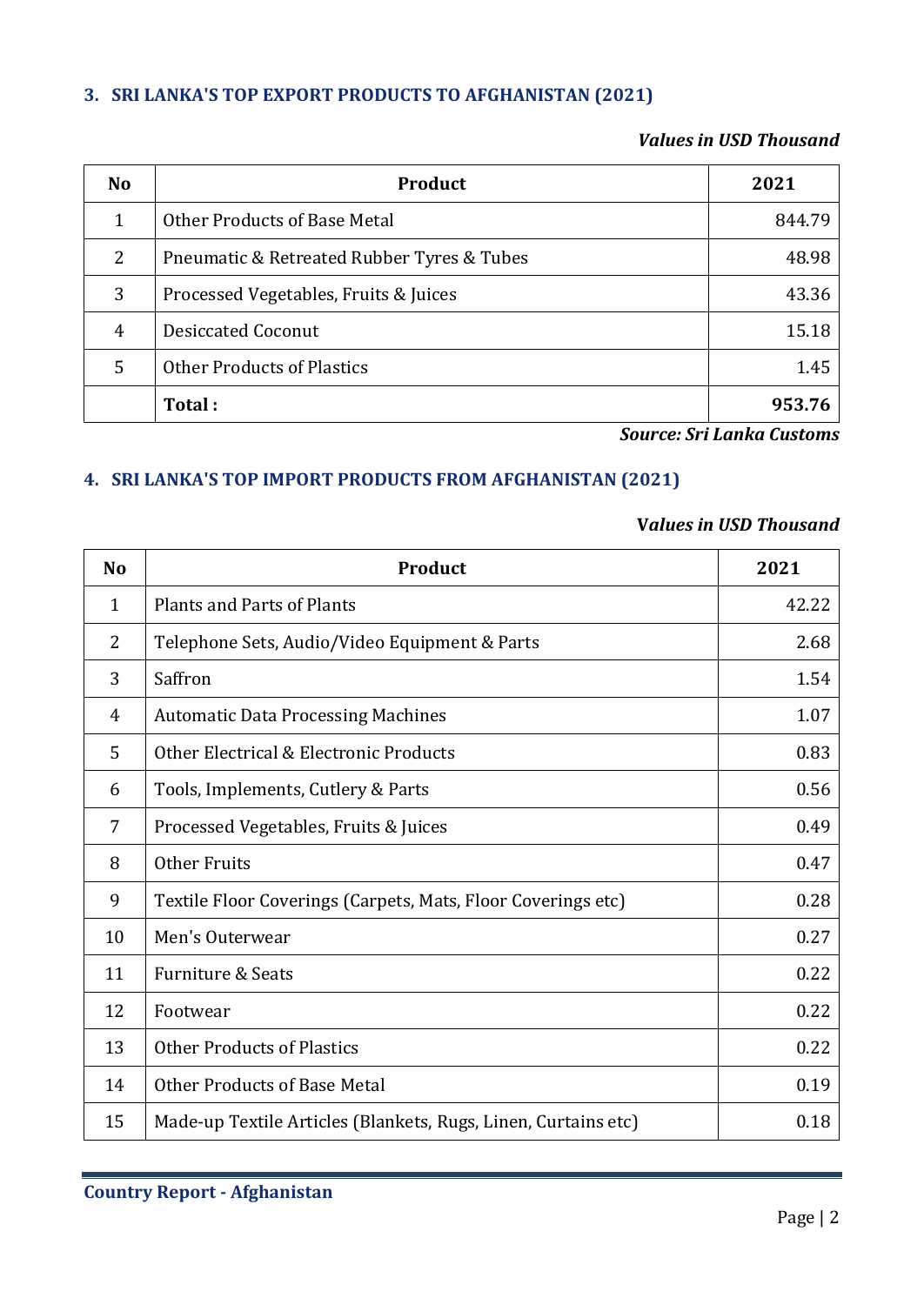### 3. SRI LANKA'S TOP EXPORT PRODUCTS TO AFGHANISTAN (2021)

***Values in USD Thousand***

| No | Product | 2021 |
|---|---|---|
| 1 | Other Products of Base Metal | 844.79 |
| 2 | Pneumatic & Retreated Rubber Tyres & Tubes | 48.98 |
| 3 | Processed Vegetables, Fruits & Juices | 43.36 |
| 4 | Desiccated Coconut | 15.18 |
| 5 | Other Products of Plastics | 1.45 |
| | **Total :** | **953.76** |

***Source: Sri Lanka Customs***

### 4. SRI LANKA'S TOP IMPORT PRODUCTS FROM AFGHANISTAN (2021)

***Values in USD Thousand***

| No | Product | 2021 |
|---|---|---|
| 1 | Plants and Parts of Plants | 42.22 |
| 2 | Telephone Sets, Audio/Video Equipment & Parts | 2.68 |
| 3 | Saffron | 1.54 |
| 4 | Automatic Data Processing Machines | 1.07 |
| 5 | Other Electrical & Electronic Products | 0.83 |
| 6 | Tools, Implements, Cutlery & Parts | 0.56 |
| 7 | Processed Vegetables, Fruits & Juices | 0.49 |
| 8 | Other Fruits | 0.47 |
| 9 | Textile Floor Coverings (Carpets, Mats, Floor Coverings etc) | 0.28 |
| 10 | Men's Outerwear | 0.27 |
| 11 | Furniture & Seats | 0.22 |
| 12 | Footwear | 0.22 |
| 13 | Other Products of Plastics | 0.22 |
| 14 | Other Products of Base Metal | 0.19 |
| 15 | Made-up Textile Articles (Blankets, Rugs, Linen, Curtains etc) | 0.18 |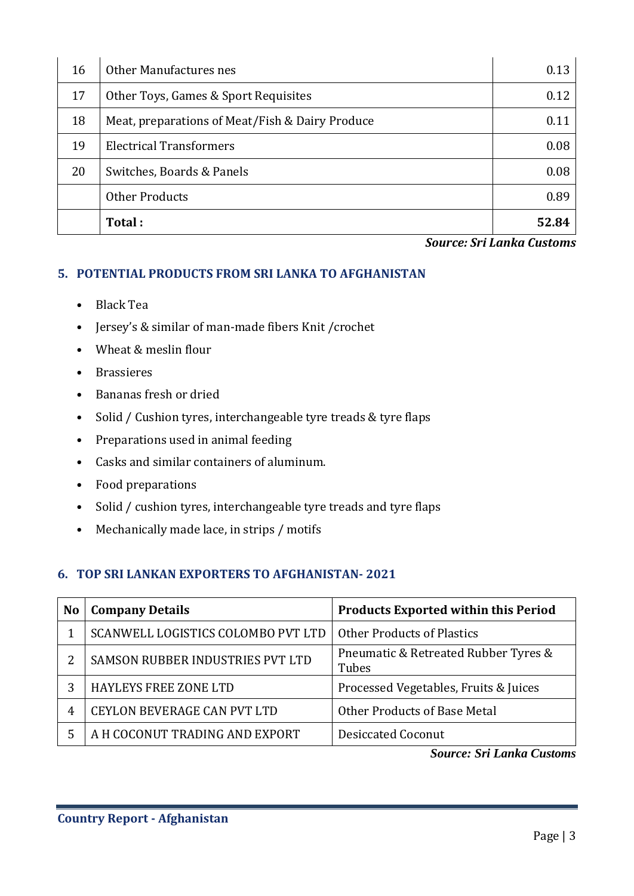| | | |
|---|---|---|
| 16 | Other Manufactures nes | 0.13 |
| 17 | Other Toys, Games & Sport Requisites | 0.12 |
| 18 | Meat, preparations of Meat/Fish & Dairy Produce | 0.11 |
| 19 | Electrical Transformers | 0.08 |
| 20 | Switches, Boards & Panels | 0.08 |
| | Other Products | 0.89 |
| | **Total :** | **52.84** |

***Source: Sri Lanka Customs***

## 5. POTENTIAL PRODUCTS FROM SRI LANKA TO AFGHANISTAN

- Black Tea
- Jersey's & similar of man-made fibers Knit /crochet
- Wheat & meslin flour
- Brassieres
- Bananas fresh or dried
- Solid / Cushion tyres, interchangeable tyre treads & tyre flaps
- Preparations used in animal feeding
- Casks and similar containers of aluminum.
- Food preparations
- Solid / cushion tyres, interchangeable tyre treads and tyre flaps
- Mechanically made lace, in strips / motifs

## 6. TOP SRI LANKAN EXPORTERS TO AFGHANISTAN- 2021

| No | Company Details | Products Exported within this Period |
|---|---|---|
| 1 | SCANWELL LOGISTICS COLOMBO PVT LTD | Other Products of Plastics |
| 2 | SAMSON RUBBER INDUSTRIES PVT LTD | Pneumatic & Retreated Rubber Tyres & Tubes |
| 3 | HAYLEYS FREE ZONE LTD | Processed Vegetables, Fruits & Juices |
| 4 | CEYLON BEVERAGE CAN PVT LTD | Other Products of Base Metal |
| 5 | A H COCONUT TRADING AND EXPORT | Desiccated Coconut |

***Source: Sri Lanka Customs***